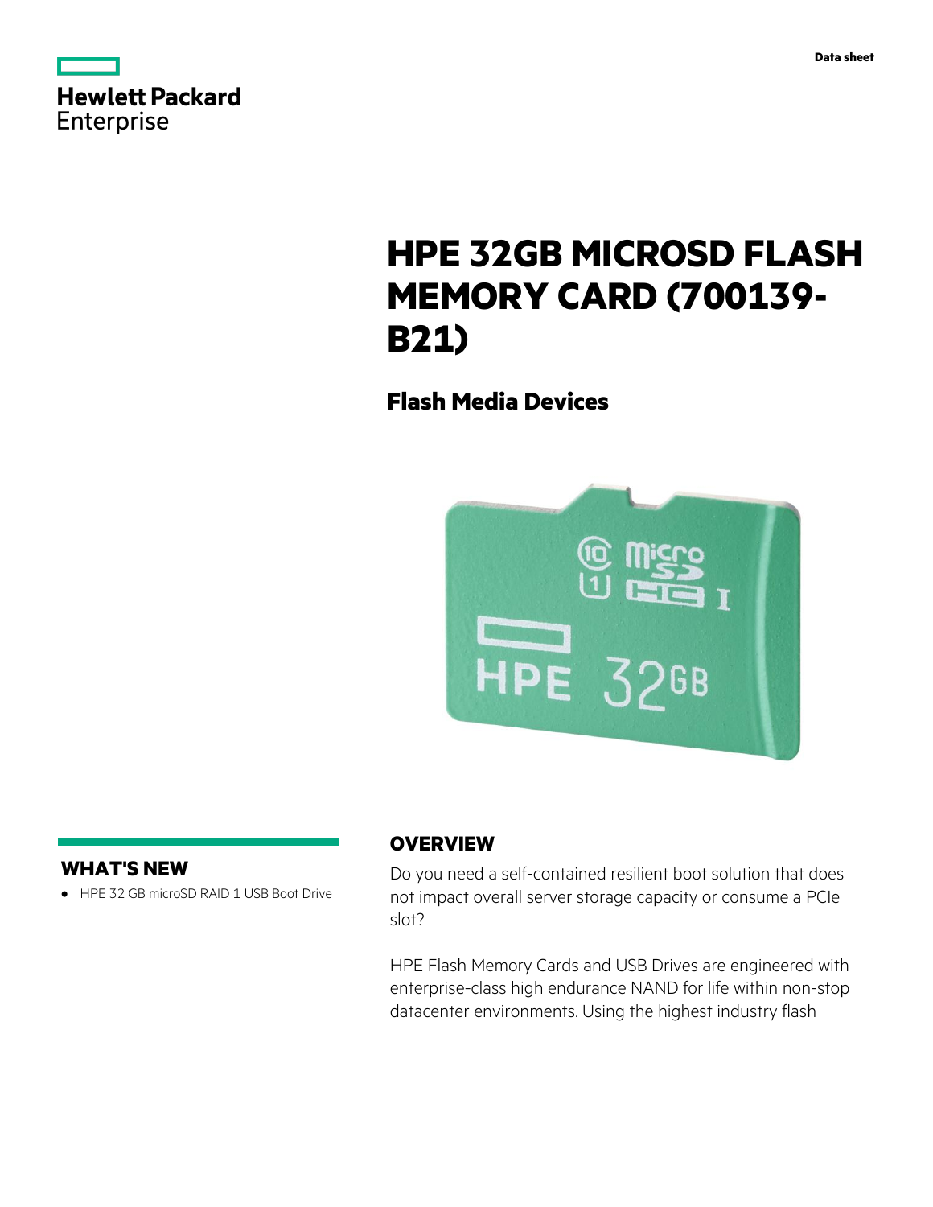Data sheet

# HPE 32GB MICROSD FLASH MEMORY CARD (700139-B21)

## Flash Media Devices

### WHAT'S NEW

- HPE 32 GB microSD RAID 1 USB Boot Drive

### OVERVIEW

Do you need a self-contained resilient boot solution that does not impact overall server storage capacity or consume a PCIe slot?

HPE Flash Memory Cards and USB Drives are engineered with enterprise-class high endurance NAND for life within non-stop datacenter environments. Using the highest industry flash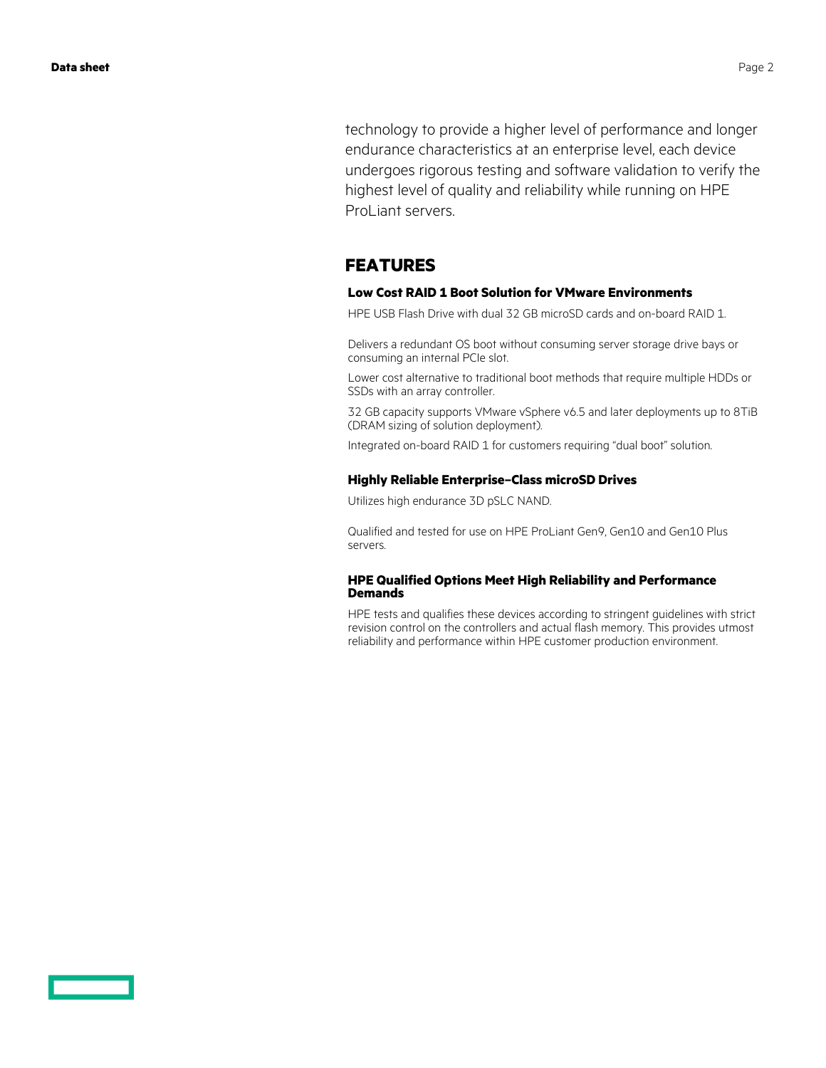technology to provide a higher level of performance and longer endurance characteristics at an enterprise level, each device undergoes rigorous testing and software validation to verify the highest level of quality and reliability while running on HPE ProLiant servers.

## FEATURES

### Low Cost RAID 1 Boot Solution for VMware Environments

HPE USB Flash Drive with dual 32 GB microSD cards and on-board RAID 1.

Delivers a redundant OS boot without consuming server storage drive bays or consuming an internal PCIe slot.

Lower cost alternative to traditional boot methods that require multiple HDDs or SSDs with an array controller.

32 GB capacity supports VMware vSphere v6.5 and later deployments up to 8TiB (DRAM sizing of solution deployment).

Integrated on-board RAID 1 for customers requiring "dual boot" solution.

### Highly Reliable Enterprise–Class microSD Drives

Utilizes high endurance 3D pSLC NAND.

Qualified and tested for use on HPE ProLiant Gen9, Gen10 and Gen10 Plus servers.

### HPE Qualified Options Meet High Reliability and Performance Demands

HPE tests and qualifies these devices according to stringent guidelines with strict revision control on the controllers and actual flash memory. This provides utmost reliability and performance within HPE customer production environment.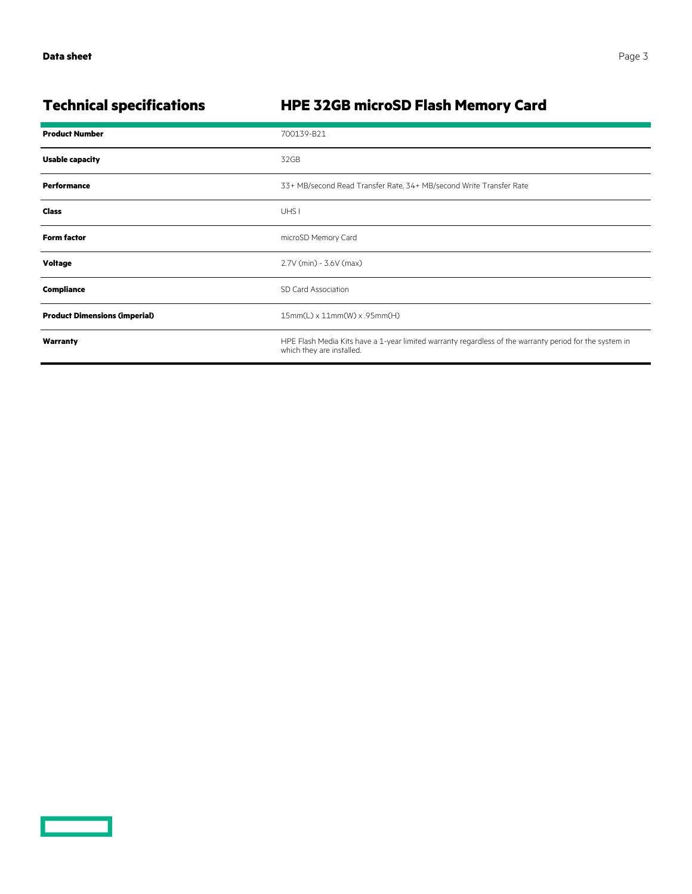## Technical specifications

## HPE 32GB microSD Flash Memory Card

| | |
|---|---|
| **Product Number** | 700139-B21 |
| **Usable capacity** | 32GB |
| **Performance** | 33+ MB/second Read Transfer Rate, 34+ MB/second Write Transfer Rate |
| **Class** | UHS I |
| **Form factor** | microSD Memory Card |
| **Voltage** | 2.7V (min) - 3.6V (max) |
| **Compliance** | SD Card Association |
| **Product Dimensions (imperial)** | 15mm(L) x 11mm(W) x .95mm(H) |
| **Warranty** | HPE Flash Media Kits have a 1-year limited warranty regardless of the warranty period for the system in which they are installed. |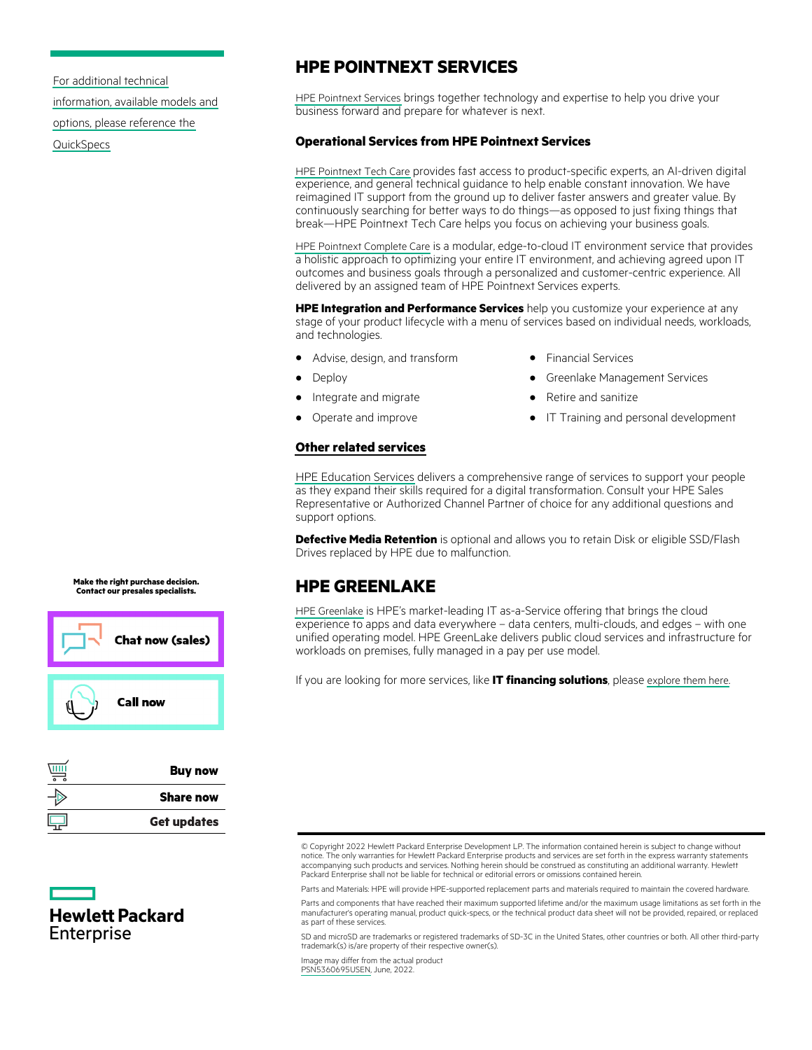For additional technical information, available models and options, please reference the QuickSpecs

## HPE POINTNEXT SERVICES

HPE Pointnext Services brings together technology and expertise to help you drive your business forward and prepare for whatever is next.

### Operational Services from HPE Pointnext Services

HPE Pointnext Tech Care provides fast access to product-specific experts, an AI-driven digital experience, and general technical guidance to help enable constant innovation. We have reimagined IT support from the ground up to deliver faster answers and greater value. By continuously searching for better ways to do things—as opposed to just fixing things that break—HPE Pointnext Tech Care helps you focus on achieving your business goals.

HPE Pointnext Complete Care is a modular, edge-to-cloud IT environment service that provides a holistic approach to optimizing your entire IT environment, and achieving agreed upon IT outcomes and business goals through a personalized and customer-centric experience. All delivered by an assigned team of HPE Pointnext Services experts.

**HPE Integration and Performance Services** help you customize your experience at any stage of your product lifecycle with a menu of services based on individual needs, workloads, and technologies.

- Advise, design, and transform
- Deploy
- Integrate and migrate
- Operate and improve
- Financial Services
- Greenlake Management Services
- Retire and sanitize
- IT Training and personal development

### Other related services

HPE Education Services delivers a comprehensive range of services to support your people as they expand their skills required for a digital transformation. Consult your HPE Sales Representative or Authorized Channel Partner of choice for any additional questions and support options.

**Defective Media Retention** is optional and allows you to retain Disk or eligible SSD/Flash Drives replaced by HPE due to malfunction.

## HPE GREENLAKE

HPE Greenlake is HPE's market-leading IT as-a-Service offering that brings the cloud experience to apps and data everywhere – data centers, multi-clouds, and edges – with one unified operating model. HPE GreenLake delivers public cloud services and infrastructure for workloads on premises, fully managed in a pay per use model.

If you are looking for more services, like **IT financing solutions**, please explore them here.

**Make the right purchase decision. Contact our presales specialists.**

**Chat now (sales)**

**Call now**

**Buy now**

**Share now**

**Get updates**

© Copyright 2022 Hewlett Packard Enterprise Development LP. The information contained herein is subject to change without notice. The only warranties for Hewlett Packard Enterprise products and services are set forth in the express warranty statements accompanying such products and services. Nothing herein should be construed as constituting an additional warranty. Hewlett Packard Enterprise shall not be liable for technical or editorial errors or omissions contained herein.

Parts and Materials: HPE will provide HPE-supported replacement parts and materials required to maintain the covered hardware.

Parts and components that have reached their maximum supported lifetime and/or the maximum usage limitations as set forth in the manufacturer's operating manual, product quick-specs, or the technical product data sheet will not be provided, repaired, or replaced as part of these services.

SD and microSD are trademarks or registered trademarks of SD-3C in the United States, other countries or both. All other third-party trademark(s) is/are property of their respective owner(s).

Image may differ from the actual product
PSN5360695USEN, June, 2022.

**Hewlett Packard** Enterprise